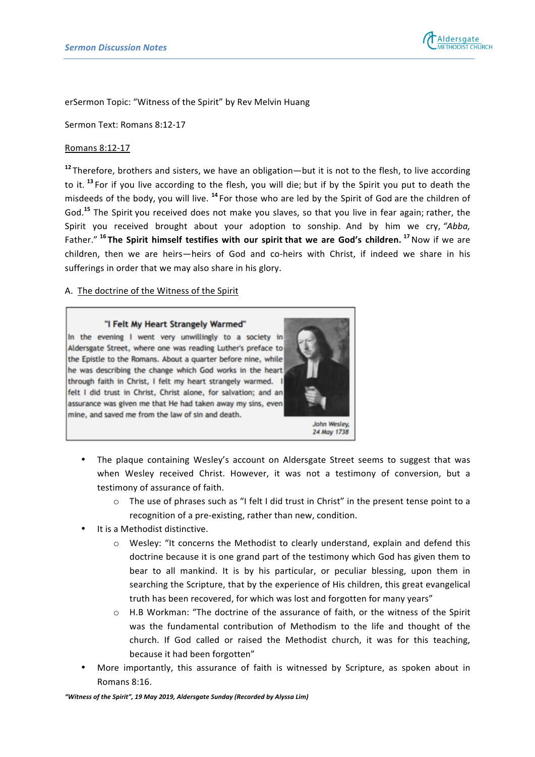erSermon Topic: "Witness of the Spirit" by Rev Melvin Huang

Sermon Text: Romans 8:12-17

Romans 8:12-17

[12] Therefore, brothers and sisters, we have an obligation—but it is not to the flesh, to live according to it. [13] For if you live according to the flesh, you will die; but if by the Spirit you put to death the misdeeds of the body, you will live. [14] For those who are led by the Spirit of God are the children of God.[15] The Spirit you received does not make you slaves, so that you live in fear again; rather, the Spirit you received brought about your adoption to sonship. And by him we cry, *"Abba,* Father." [16] **The Spirit himself testifies with our spirit that we are God's children.** [17] Now if we are children, then we are heirs—heirs of God and co-heirs with Christ, if indeed we share in his sufferings in order that we may also share in his glory.

A. The doctrine of the Witness of the Spirit

> **"I Felt My Heart Strangely Warmed"**
>
> In the evening I went very unwillingly to a society in Aldersgate Street, where one was reading Luther's preface to the Epistle to the Romans. About a quarter before nine, while he was describing the change which God works in the heart through faith in Christ, I felt my heart strangely warmed. I felt I did trust in Christ, Christ alone, for salvation; and an assurance was given me that He had taken away my sins, even mine, and saved me from the law of sin and death.
>
> *John Wesley, 24 May 1738*

- The plaque containing Wesley's account on Aldersgate Street seems to suggest that was when Wesley received Christ. However, it was not a testimony of conversion, but a testimony of assurance of faith.
  - The use of phrases such as "I felt I did trust in Christ" in the present tense point to a recognition of a pre-existing, rather than new, condition.
- It is a Methodist distinctive.
  - Wesley: "It concerns the Methodist to clearly understand, explain and defend this doctrine because it is one grand part of the testimony which God has given them to bear to all mankind. It is by his particular, or peculiar blessing, upon them in searching the Scripture, that by the experience of His children, this great evangelical truth has been recovered, for which was lost and forgotten for many years"
  - H.B Workman: "The doctrine of the assurance of faith, or the witness of the Spirit was the fundamental contribution of Methodism to the life and thought of the church. If God called or raised the Methodist church, it was for this teaching, because it had been forgotten"
- More importantly, this assurance of faith is witnessed by Scripture, as spoken about in Romans 8:16.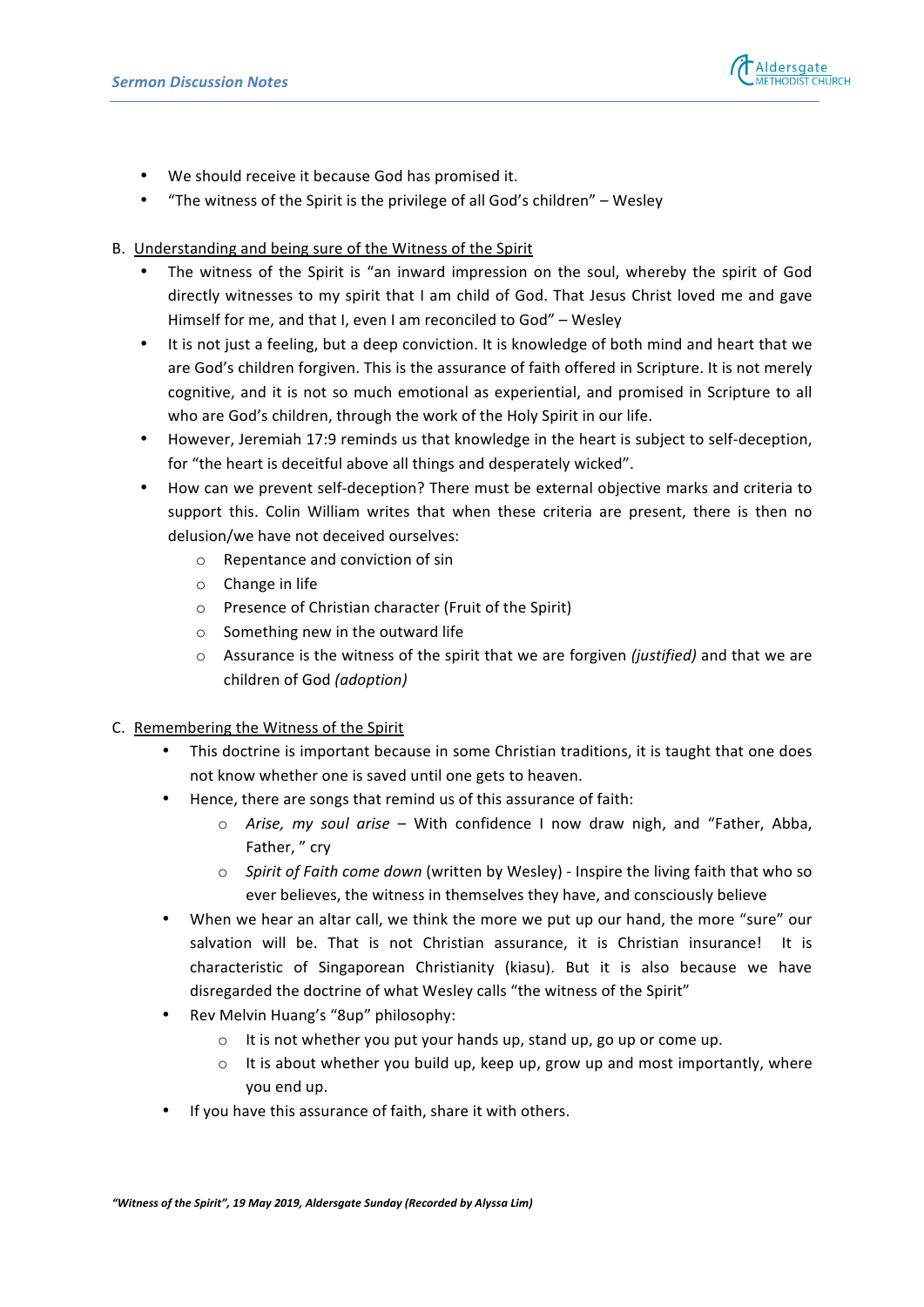- We should receive it because God has promised it.
- "The witness of the Spirit is the privilege of all God's children" – Wesley

B. <u>Understanding and being sure of the Witness of the Spirit</u>

- The witness of the Spirit is "an inward impression on the soul, whereby the spirit of God directly witnesses to my spirit that I am child of God. That Jesus Christ loved me and gave Himself for me, and that I, even I am reconciled to God" – Wesley
- It is not just a feeling, but a deep conviction. It is knowledge of both mind and heart that we are God's children forgiven. This is the assurance of faith offered in Scripture. It is not merely cognitive, and it is not so much emotional as experiential, and promised in Scripture to all who are God's children, through the work of the Holy Spirit in our life.
- However, Jeremiah 17:9 reminds us that knowledge in the heart is subject to self-deception, for "the heart is deceitful above all things and desperately wicked".
- How can we prevent self-deception? There must be external objective marks and criteria to support this. Colin William writes that when these criteria are present, there is then no delusion/we have not deceived ourselves:
  - Repentance and conviction of sin
  - Change in life
  - Presence of Christian character (Fruit of the Spirit)
  - Something new in the outward life
  - Assurance is the witness of the spirit that we are forgiven *(justified)* and that we are children of God *(adoption)*

C. <u>Remembering the Witness of the Spirit</u>

- This doctrine is important because in some Christian traditions, it is taught that one does not know whether one is saved until one gets to heaven.
- Hence, there are songs that remind us of this assurance of faith:
  - *Arise, my soul arise* – With confidence I now draw nigh, and "Father, Abba, Father, " cry
  - *Spirit of Faith come down* (written by Wesley) - Inspire the living faith that who so ever believes, the witness in themselves they have, and consciously believe
- When we hear an altar call, we think the more we put up our hand, the more "sure" our salvation will be. That is not Christian assurance, it is Christian insurance! It is characteristic of Singaporean Christianity (kiasu). But it is also because we have disregarded the doctrine of what Wesley calls "the witness of the Spirit"
- Rev Melvin Huang's "8up" philosophy:
  - It is not whether you put your hands up, stand up, go up or come up.
  - It is about whether you build up, keep up, grow up and most importantly, where you end up.
- If you have this assurance of faith, share it with others.

***"Witness of the Spirit", 19 May 2019, Aldersgate Sunday (Recorded by Alyssa Lim)***